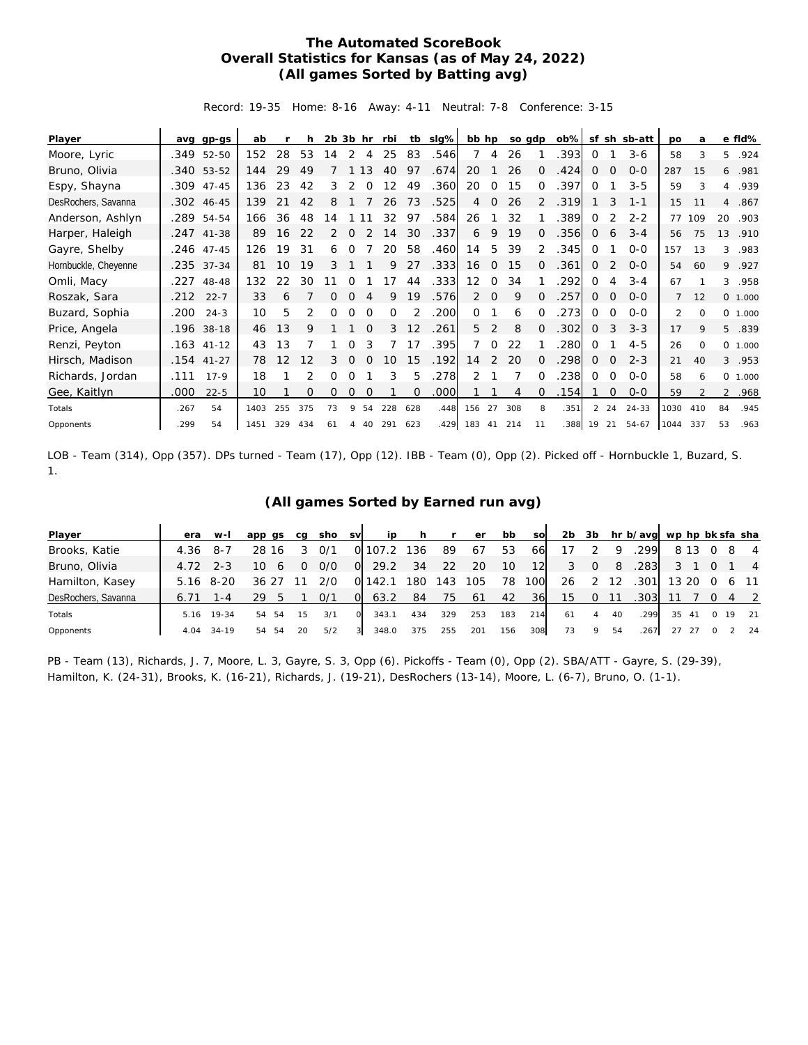# The Automated ScoreBook
## Overall Statistics for Kansas (as of May 24, 2022)
### (All games Sorted by Batting avg)

Record: 19-35 Home: 8-16 Away: 4-11 Neutral: 7-8 Conference: 3-15

| Player | avg | gp-gs | ab | r | h | 2b | 3b | hr | rbi | tb | slg% | bb | hp | so | gdp | ob% | sf | sh | sb-att | po | a | e | fld% |
|---|---|---|---|---|---|---|---|---|---|---|---|---|---|---|---|---|---|---|---|---|---|---|---|
| Moore, Lyric | .349 | 52-50 | 152 | 28 | 53 | 14 | 2 | 4 | 25 | 83 | .546 | 7 | 4 | 26 | 1 | .393 | 0 | 1 | 3-6 | 58 | 3 | 5 | .924 |
| Bruno, Olivia | .340 | 53-52 | 144 | 29 | 49 | 7 | 1 | 13 | 40 | 97 | .674 | 20 | 1 | 26 | 0 | .424 | 0 | 0 | 0-0 | 287 | 15 | 6 | .981 |
| Espy, Shayna | .309 | 47-45 | 136 | 23 | 42 | 3 | 2 | 0 | 12 | 49 | .360 | 20 | 0 | 15 | 0 | .397 | 0 | 1 | 3-5 | 59 | 3 | 4 | .939 |
| DesRochers, Savanna | .302 | 46-45 | 139 | 21 | 42 | 8 | 1 | 7 | 26 | 73 | .525 | 4 | 0 | 26 | 2 | .319 | 1 | 3 | 1-1 | 15 | 11 | 4 | .867 |
| Anderson, Ashlyn | .289 | 54-54 | 166 | 36 | 48 | 14 | 1 | 11 | 32 | 97 | .584 | 26 | 1 | 32 | 1 | .389 | 0 | 2 | 2-2 | 77 | 109 | 20 | .903 |
| Harper, Haleigh | .247 | 41-38 | 89 | 16 | 22 | 2 | 0 | 2 | 14 | 30 | .337 | 6 | 9 | 19 | 0 | .356 | 0 | 6 | 3-4 | 56 | 75 | 13 | .910 |
| Gayre, Shelby | .246 | 47-45 | 126 | 19 | 31 | 6 | 0 | 7 | 20 | 58 | .460 | 14 | 5 | 39 | 2 | .345 | 0 | 1 | 0-0 | 157 | 13 | 3 | .983 |
| Hornbuckle, Cheyenne | .235 | 37-34 | 81 | 10 | 19 | 3 | 1 | 1 | 9 | 27 | .333 | 16 | 0 | 15 | 0 | .361 | 0 | 2 | 0-0 | 54 | 60 | 9 | .927 |
| Omli, Macy | .227 | 48-48 | 132 | 22 | 30 | 11 | 0 | 1 | 17 | 44 | .333 | 12 | 0 | 34 | 1 | .292 | 0 | 4 | 3-4 | 67 | 1 | 3 | .958 |
| Roszak, Sara | .212 | 22-7 | 33 | 6 | 7 | 0 | 0 | 4 | 9 | 19 | .576 | 2 | 0 | 9 | 0 | .257 | 0 | 0 | 0-0 | 7 | 12 | 0 | 1.000 |
| Buzard, Sophia | .200 | 24-3 | 10 | 5 | 2 | 0 | 0 | 0 | 0 | 2 | .200 | 0 | 1 | 6 | 0 | .273 | 0 | 0 | 0-0 | 2 | 0 | 0 | 1.000 |
| Price, Angela | .196 | 38-18 | 46 | 13 | 9 | 1 | 1 | 0 | 3 | 12 | .261 | 5 | 2 | 8 | 0 | .302 | 0 | 3 | 3-3 | 17 | 9 | 5 | .839 |
| Renzi, Peyton | .163 | 41-12 | 43 | 13 | 7 | 1 | 0 | 3 | 7 | 17 | .395 | 7 | 0 | 22 | 1 | .280 | 0 | 1 | 4-5 | 26 | 0 | 0 | 1.000 |
| Hirsch, Madison | .154 | 41-27 | 78 | 12 | 12 | 3 | 0 | 0 | 10 | 15 | .192 | 14 | 2 | 20 | 0 | .298 | 0 | 0 | 2-3 | 21 | 40 | 3 | .953 |
| Richards, Jordan | .111 | 17-9 | 18 | 1 | 2 | 0 | 0 | 1 | 3 | 5 | .278 | 2 | 1 | 7 | 0 | .238 | 0 | 0 | 0-0 | 58 | 6 | 0 | 1.000 |
| Gee, Kaitlyn | .000 | 22-5 | 10 | 1 | 0 | 0 | 0 | 0 | 1 | 0 | .000 | 1 | 1 | 4 | 0 | .154 | 1 | 0 | 0-0 | 59 | 2 | 2 | .968 |
| Totals | .267 | 54 | 1403 | 255 | 375 | 73 | 9 | 54 | 228 | 628 | .448 | 156 | 27 | 308 | 8 | .351 | 2 | 24 | 24-33 | 1030 | 410 | 84 | .945 |
| Opponents | .299 | 54 | 1451 | 329 | 434 | 61 | 4 | 40 | 291 | 623 | .429 | 183 | 41 | 214 | 11 | .388 | 19 | 21 | 54-67 | 1044 | 337 | 53 | .963 |

LOB - Team (314), Opp (357). DPs turned - Team (17), Opp (12). IBB - Team (0), Opp (2). Picked off - Hornbuckle 1, Buzard, S. 1.

### (All games Sorted by Earned run avg)

| Player | era | w-l | app | gs | cg | sho | sv | ip | h | r | er | bb | so | 2b | 3b | hr | b/avg | wp | hp | bk | sfa | sha |
|---|---|---|---|---|---|---|---|---|---|---|---|---|---|---|---|---|---|---|---|---|---|---|
| Brooks, Katie | 4.36 | 8-7 | 28 | 16 | 3 | 0/1 | 0 | 107.2 | 136 | 89 | 67 | 53 | 66 | 17 | 2 | 9 | .299 | 8 | 13 | 0 | 8 | 4 |
| Bruno, Olivia | 4.72 | 2-3 | 10 | 6 | 0 | 0/0 | 0 | 29.2 | 34 | 22 | 20 | 10 | 12 | 3 | 0 | 8 | .283 | 3 | 1 | 0 | 1 | 4 |
| Hamilton, Kasey | 5.16 | 8-20 | 36 | 27 | 11 | 2/0 | 0 | 142.1 | 180 | 143 | 105 | 78 | 100 | 26 | 2 | 12 | .301 | 13 | 20 | 0 | 6 | 11 |
| DesRochers, Savanna | 6.71 | 1-4 | 29 | 5 | 1 | 0/1 | 0 | 63.2 | 84 | 75 | 61 | 42 | 36 | 15 | 0 | 11 | .303 | 11 | 7 | 0 | 4 | 2 |
| Totals | 5.16 | 19-34 | 54 | 54 | 15 | 3/1 | 0 | 343.1 | 434 | 329 | 253 | 183 | 214 | 61 | 4 | 40 | .299 | 35 | 41 | 0 | 19 | 21 |
| Opponents | 4.04 | 34-19 | 54 | 54 | 20 | 5/2 | 3 | 348.0 | 375 | 255 | 201 | 156 | 308 | 73 | 9 | 54 | .267 | 27 | 27 | 0 | 2 | 24 |

PB - Team (13), Richards, J. 7, Moore, L. 3, Gayre, S. 3, Opp (6). Pickoffs - Team (0), Opp (2). SBA/ATT - Gayre, S. (29-39), Hamilton, K. (24-31), Brooks, K. (16-21), Richards, J. (19-21), DesRochers (13-14), Moore, L. (6-7), Bruno, O. (1-1).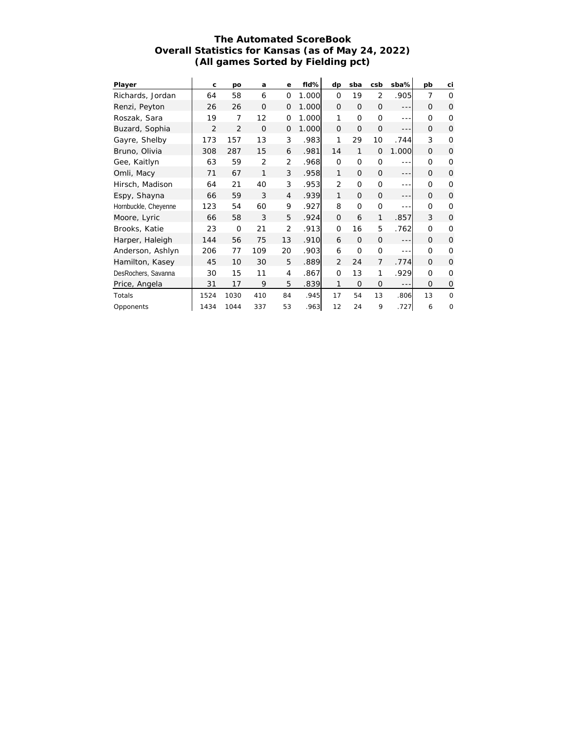# The Automated ScoreBook
## Overall Statistics for Kansas (as of May 24, 2022)
## (All games Sorted by Fielding pct)

| Player | c | po | a | e | fld% | dp | sba | csb | sba% | pb | ci |
|---|---|---|---|---|---|---|---|---|---|---|---|
| Richards, Jordan | 64 | 58 | 6 | 0 | 1.000 | 0 | 19 | 2 | .905 | 7 | 0 |
| Renzi, Peyton | 26 | 26 | 0 | 0 | 1.000 | 0 | 0 | 0 | --- | 0 | 0 |
| Roszak, Sara | 19 | 7 | 12 | 0 | 1.000 | 1 | 0 | 0 | --- | 0 | 0 |
| Buzard, Sophia | 2 | 2 | 0 | 0 | 1.000 | 0 | 0 | 0 | --- | 0 | 0 |
| Gayre, Shelby | 173 | 157 | 13 | 3 | .983 | 1 | 29 | 10 | .744 | 3 | 0 |
| Bruno, Olivia | 308 | 287 | 15 | 6 | .981 | 14 | 1 | 0 | 1.000 | 0 | 0 |
| Gee, Kaitlyn | 63 | 59 | 2 | 2 | .968 | 0 | 0 | 0 | --- | 0 | 0 |
| Omli, Macy | 71 | 67 | 1 | 3 | .958 | 1 | 0 | 0 | --- | 0 | 0 |
| Hirsch, Madison | 64 | 21 | 40 | 3 | .953 | 2 | 0 | 0 | --- | 0 | 0 |
| Espy, Shayna | 66 | 59 | 3 | 4 | .939 | 1 | 0 | 0 | --- | 0 | 0 |
| Hornbuckle, Cheyenne | 123 | 54 | 60 | 9 | .927 | 8 | 0 | 0 | --- | 0 | 0 |
| Moore, Lyric | 66 | 58 | 3 | 5 | .924 | 0 | 6 | 1 | .857 | 3 | 0 |
| Brooks, Katie | 23 | 0 | 21 | 2 | .913 | 0 | 16 | 5 | .762 | 0 | 0 |
| Harper, Haleigh | 144 | 56 | 75 | 13 | .910 | 6 | 0 | 0 | --- | 0 | 0 |
| Anderson, Ashlyn | 206 | 77 | 109 | 20 | .903 | 6 | 0 | 0 | --- | 0 | 0 |
| Hamilton, Kasey | 45 | 10 | 30 | 5 | .889 | 2 | 24 | 7 | .774 | 0 | 0 |
| DesRochers, Savanna | 30 | 15 | 11 | 4 | .867 | 0 | 13 | 1 | .929 | 0 | 0 |
| Price, Angela | 31 | 17 | 9 | 5 | .839 | 1 | 0 | 0 | --- | 0 | 0 |
| Totals | 1524 | 1030 | 410 | 84 | .945 | 17 | 54 | 13 | .806 | 13 | 0 |
| Opponents | 1434 | 1044 | 337 | 53 | .963 | 12 | 24 | 9 | .727 | 6 | 0 |